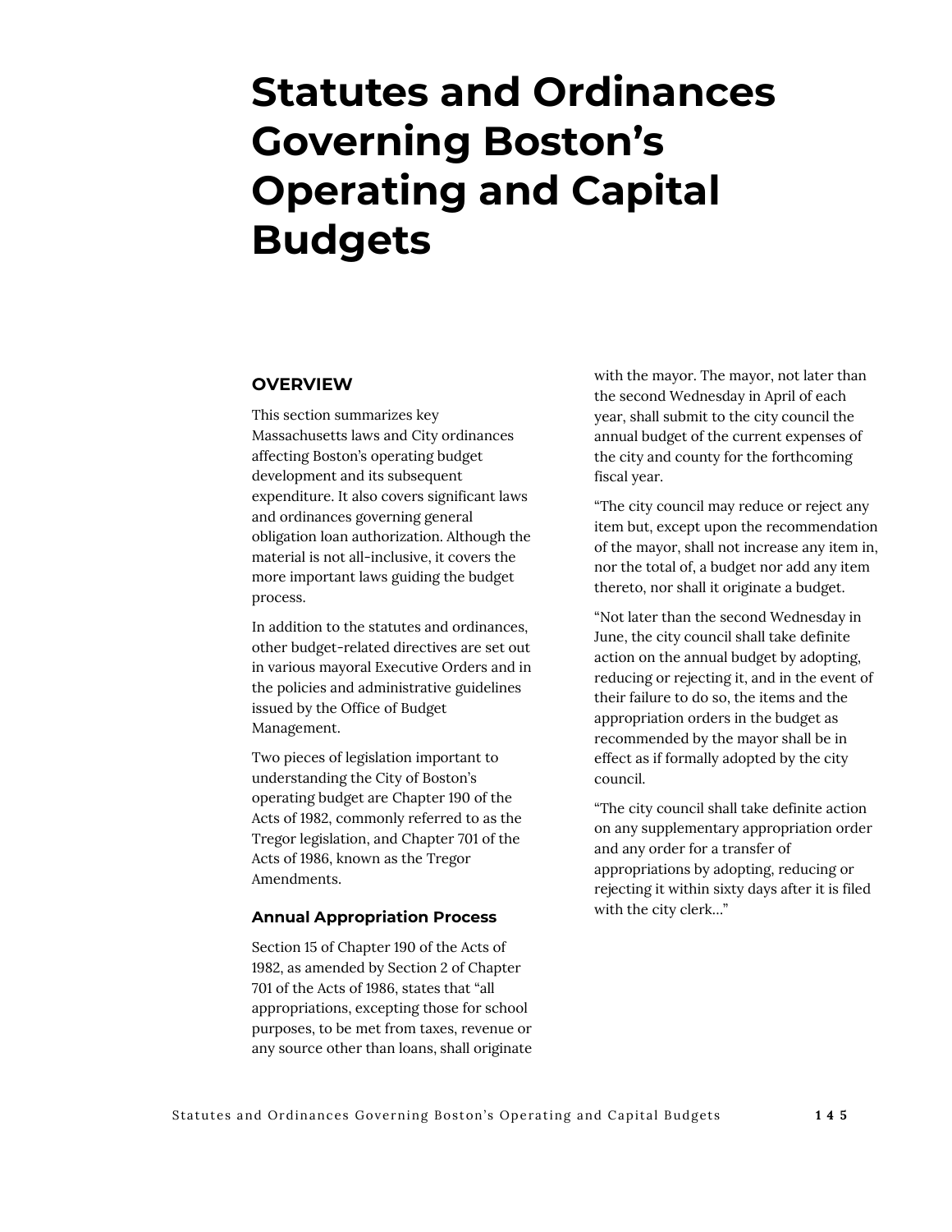# Statutes and Ordinances Governing Boston's Operating and Capital Budgets

## OVERVIEW

This section summarizes key Massachusetts laws and City ordinances affecting Boston's operating budget development and its subsequent expenditure. It also covers significant laws and ordinances governing general obligation loan authorization. Although the material is not all-inclusive, it covers the more important laws guiding the budget process.

In addition to the statutes and ordinances, other budget-related directives are set out in various mayoral Executive Orders and in the policies and administrative guidelines issued by the Office of Budget Management.

Two pieces of legislation important to understanding the City of Boston's operating budget are Chapter 190 of the Acts of 1982, commonly referred to as the Tregor legislation, and Chapter 701 of the Acts of 1986, known as the Tregor Amendments.

### Annual Appropriation Process

Section 15 of Chapter 190 of the Acts of 1982, as amended by Section 2 of Chapter 701 of the Acts of 1986, states that "all appropriations, excepting those for school purposes, to be met from taxes, revenue or any source other than loans, shall originate with the mayor. The mayor, not later than the second Wednesday in April of each year, shall submit to the city council the annual budget of the current expenses of the city and county for the forthcoming fiscal year.

"The city council may reduce or reject any item but, except upon the recommendation of the mayor, shall not increase any item in, nor the total of, a budget nor add any item thereto, nor shall it originate a budget.

"Not later than the second Wednesday in June, the city council shall take definite action on the annual budget by adopting, reducing or rejecting it, and in the event of their failure to do so, the items and the appropriation orders in the budget as recommended by the mayor shall be in effect as if formally adopted by the city council.

"The city council shall take definite action on any supplementary appropriation order and any order for a transfer of appropriations by adopting, reducing or rejecting it within sixty days after it is filed with the city clerk..."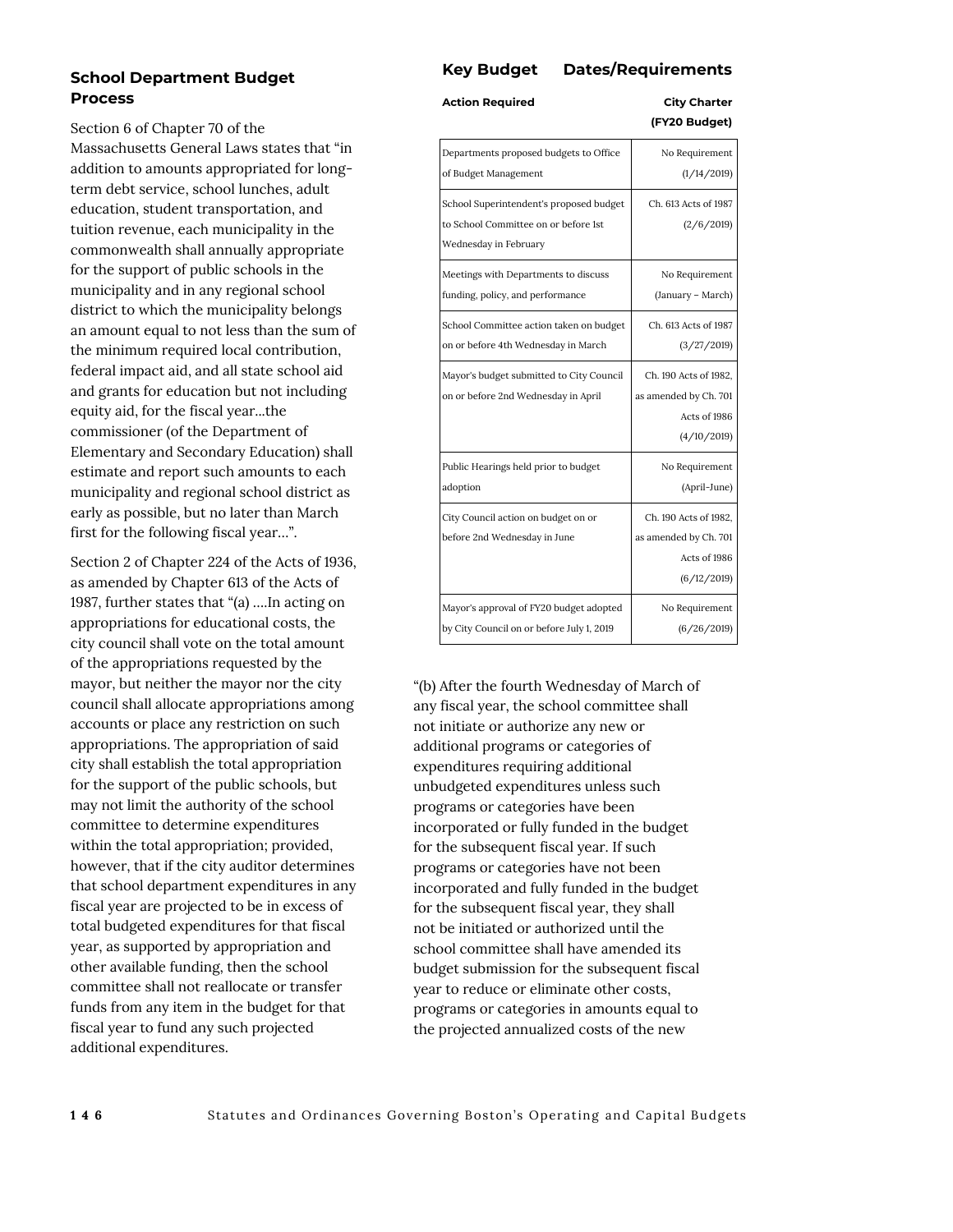## School Department Budget Process

Section 6 of Chapter 70 of the Massachusetts General Laws states that "in addition to amounts appropriated for long-term debt service, school lunches, adult education, student transportation, and tuition revenue, each municipality in the commonwealth shall annually appropriate for the support of public schools in the municipality and in any regional school district to which the municipality belongs an amount equal to not less than the sum of the minimum required local contribution, federal impact aid, and all state school aid and grants for education but not including equity aid, for the fiscal year...the commissioner (of the Department of Elementary and Secondary Education) shall estimate and report such amounts to each municipality and regional school district as early as possible, but no later than March first for the following fiscal year…".

Section 2 of Chapter 224 of the Acts of 1936, as amended by Chapter 613 of the Acts of 1987, further states that "(a) ….In acting on appropriations for educational costs, the city council shall vote on the total amount of the appropriations requested by the mayor, but neither the mayor nor the city council shall allocate appropriations among accounts or place any restriction on such appropriations. The appropriation of said city shall establish the total appropriation for the support of the public schools, but may not limit the authority of the school committee to determine expenditures within the total appropriation; provided, however, that if the city auditor determines that school department expenditures in any fiscal year are projected to be in excess of total budgeted expenditures for that fiscal year, as supported by appropriation and other available funding, then the school committee shall not reallocate or transfer funds from any item in the budget for that fiscal year to fund any such projected additional expenditures.

### Key Budget Dates/Requirements

| Action Required | City Charter (FY20 Budget) |
|---|---|
| Departments proposed budgets to Office of Budget Management | No Requirement (1/14/2019) |
| School Superintendent's proposed budget to School Committee on or before 1st Wednesday in February | Ch. 613 Acts of 1987 (2/6/2019) |
| Meetings with Departments to discuss funding, policy, and performance | No Requirement (January – March) |
| School Committee action taken on budget on or before 4th Wednesday in March | Ch. 613 Acts of 1987 (3/27/2019) |
| Mayor's budget submitted to City Council on or before 2nd Wednesday in April | Ch. 190 Acts of 1982, as amended by Ch. 701 Acts of 1986 (4/10/2019) |
| Public Hearings held prior to budget adoption | No Requirement (April-June) |
| City Council action on budget on or before 2nd Wednesday in June | Ch. 190 Acts of 1982, as amended by Ch. 701 Acts of 1986 (6/12/2019) |
| Mayor's approval of FY20 budget adopted by City Council on or before July 1, 2019 | No Requirement (6/26/2019) |

"(b) After the fourth Wednesday of March of any fiscal year, the school committee shall not initiate or authorize any new or additional programs or categories of expenditures requiring additional unbudgeted expenditures unless such programs or categories have been incorporated or fully funded in the budget for the subsequent fiscal year. If such programs or categories have not been incorporated and fully funded in the budget for the subsequent fiscal year, they shall not be initiated or authorized until the school committee shall have amended its budget submission for the subsequent fiscal year to reduce or eliminate other costs, programs or categories in amounts equal to the projected annualized costs of the new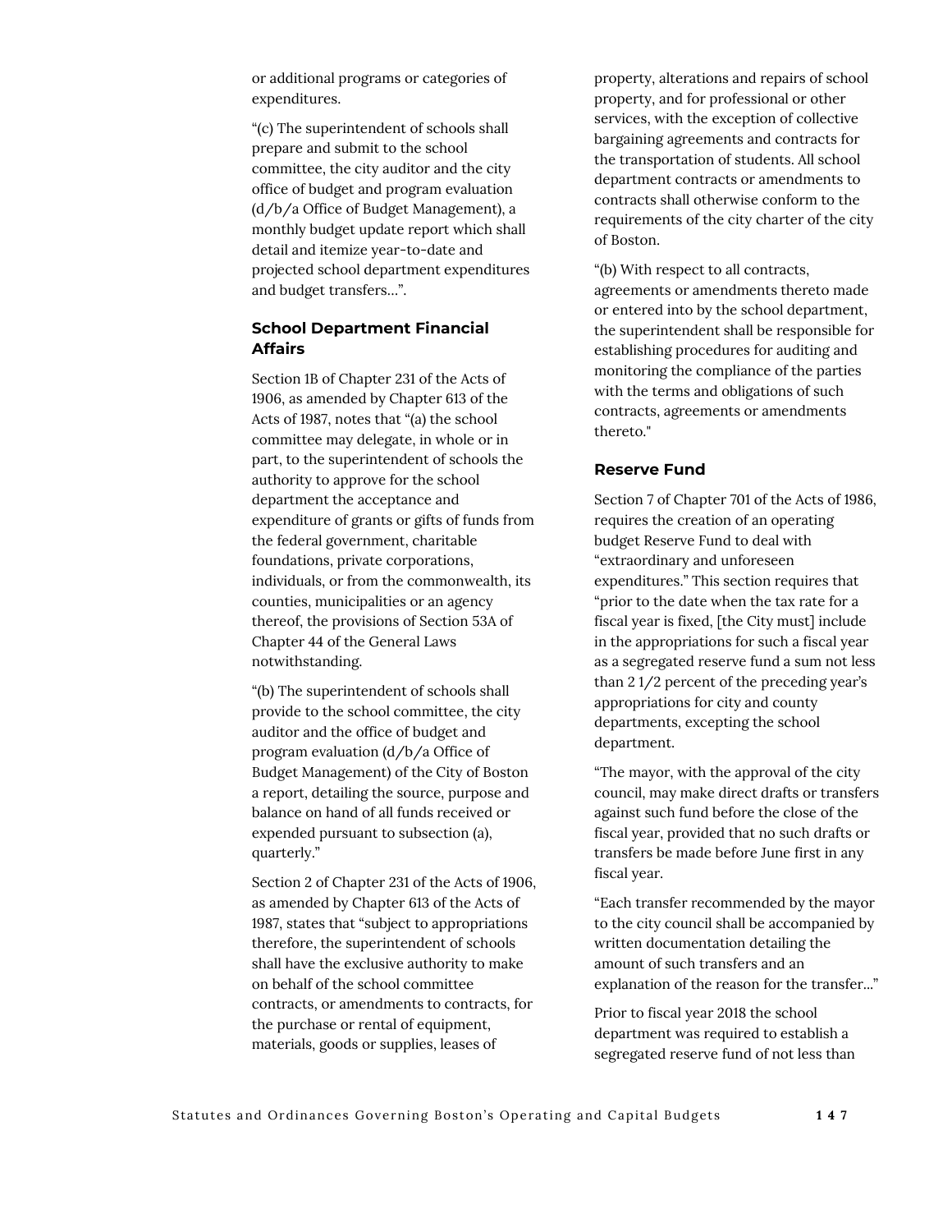or additional programs or categories of expenditures.

"(c) The superintendent of schools shall prepare and submit to the school committee, the city auditor and the city office of budget and program evaluation (d/b/a Office of Budget Management), a monthly budget update report which shall detail and itemize year-to-date and projected school department expenditures and budget transfers…".

### School Department Financial Affairs

Section 1B of Chapter 231 of the Acts of 1906, as amended by Chapter 613 of the Acts of 1987, notes that "(a) the school committee may delegate, in whole or in part, to the superintendent of schools the authority to approve for the school department the acceptance and expenditure of grants or gifts of funds from the federal government, charitable foundations, private corporations, individuals, or from the commonwealth, its counties, municipalities or an agency thereof, the provisions of Section 53A of Chapter 44 of the General Laws notwithstanding.

"(b) The superintendent of schools shall provide to the school committee, the city auditor and the office of budget and program evaluation (d/b/a Office of Budget Management) of the City of Boston a report, detailing the source, purpose and balance on hand of all funds received or expended pursuant to subsection (a), quarterly."

Section 2 of Chapter 231 of the Acts of 1906, as amended by Chapter 613 of the Acts of 1987, states that "subject to appropriations therefore, the superintendent of schools shall have the exclusive authority to make on behalf of the school committee contracts, or amendments to contracts, for the purchase or rental of equipment, materials, goods or supplies, leases of property, alterations and repairs of school property, and for professional or other services, with the exception of collective bargaining agreements and contracts for the transportation of students. All school department contracts or amendments to contracts shall otherwise conform to the requirements of the city charter of the city of Boston.

"(b) With respect to all contracts, agreements or amendments thereto made or entered into by the school department, the superintendent shall be responsible for establishing procedures for auditing and monitoring the compliance of the parties with the terms and obligations of such contracts, agreements or amendments thereto."

### Reserve Fund

Section 7 of Chapter 701 of the Acts of 1986, requires the creation of an operating budget Reserve Fund to deal with "extraordinary and unforeseen expenditures." This section requires that "prior to the date when the tax rate for a fiscal year is fixed, [the City must] include in the appropriations for such a fiscal year as a segregated reserve fund a sum not less than 2 1/2 percent of the preceding year's appropriations for city and county departments, excepting the school department.

"The mayor, with the approval of the city council, may make direct drafts or transfers against such fund before the close of the fiscal year, provided that no such drafts or transfers be made before June first in any fiscal year.

"Each transfer recommended by the mayor to the city council shall be accompanied by written documentation detailing the amount of such transfers and an explanation of the reason for the transfer…"

Prior to fiscal year 2018 the school department was required to establish a segregated reserve fund of not less than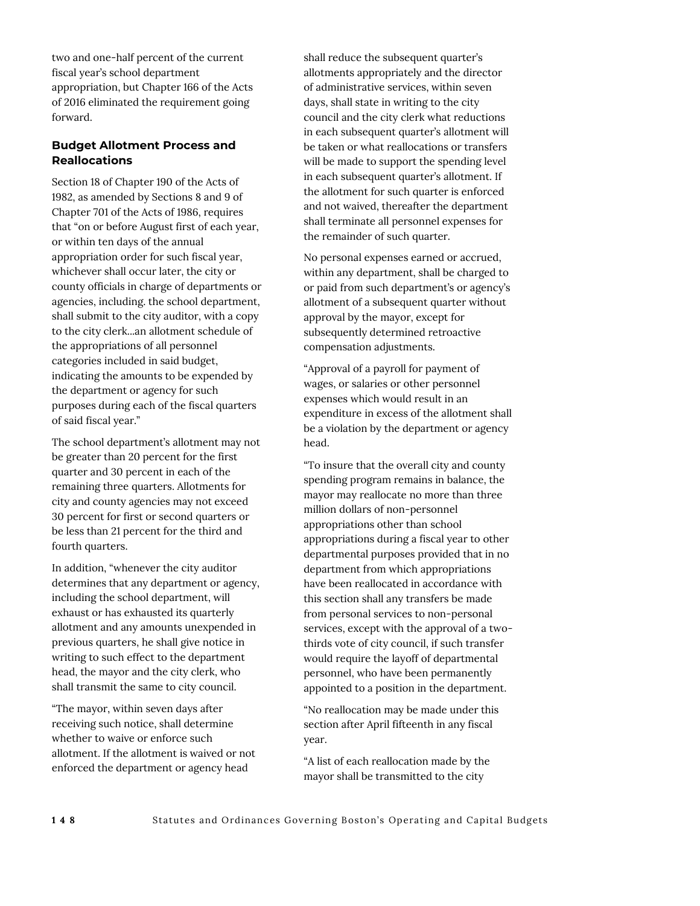two and one-half percent of the current fiscal year's school department appropriation, but Chapter 166 of the Acts of 2016 eliminated the requirement going forward.

### Budget Allotment Process and Reallocations

Section 18 of Chapter 190 of the Acts of 1982, as amended by Sections 8 and 9 of Chapter 701 of the Acts of 1986, requires that "on or before August first of each year, or within ten days of the annual appropriation order for such fiscal year, whichever shall occur later, the city or county officials in charge of departments or agencies, including. the school department, shall submit to the city auditor, with a copy to the city clerk...an allotment schedule of the appropriations of all personnel categories included in said budget, indicating the amounts to be expended by the department or agency for such purposes during each of the fiscal quarters of said fiscal year."

The school department's allotment may not be greater than 20 percent for the first quarter and 30 percent in each of the remaining three quarters. Allotments for city and county agencies may not exceed 30 percent for first or second quarters or be less than 21 percent for the third and fourth quarters.

In addition, "whenever the city auditor determines that any department or agency, including the school department, will exhaust or has exhausted its quarterly allotment and any amounts unexpended in previous quarters, he shall give notice in writing to such effect to the department head, the mayor and the city clerk, who shall transmit the same to city council.

"The mayor, within seven days after receiving such notice, shall determine whether to waive or enforce such allotment. If the allotment is waived or not enforced the department or agency head shall reduce the subsequent quarter's allotments appropriately and the director of administrative services, within seven days, shall state in writing to the city council and the city clerk what reductions in each subsequent quarter's allotment will be taken or what reallocations or transfers will be made to support the spending level in each subsequent quarter's allotment. If the allotment for such quarter is enforced and not waived, thereafter the department shall terminate all personnel expenses for the remainder of such quarter.

No personal expenses earned or accrued, within any department, shall be charged to or paid from such department's or agency's allotment of a subsequent quarter without approval by the mayor, except for subsequently determined retroactive compensation adjustments.

"Approval of a payroll for payment of wages, or salaries or other personnel expenses which would result in an expenditure in excess of the allotment shall be a violation by the department or agency head.

"To insure that the overall city and county spending program remains in balance, the mayor may reallocate no more than three million dollars of non-personnel appropriations other than school appropriations during a fiscal year to other departmental purposes provided that in no department from which appropriations have been reallocated in accordance with this section shall any transfers be made from personal services to non-personal services, except with the approval of a two-thirds vote of city council, if such transfer would require the layoff of departmental personnel, who have been permanently appointed to a position in the department.

"No reallocation may be made under this section after April fifteenth in any fiscal year.

"A list of each reallocation made by the mayor shall be transmitted to the city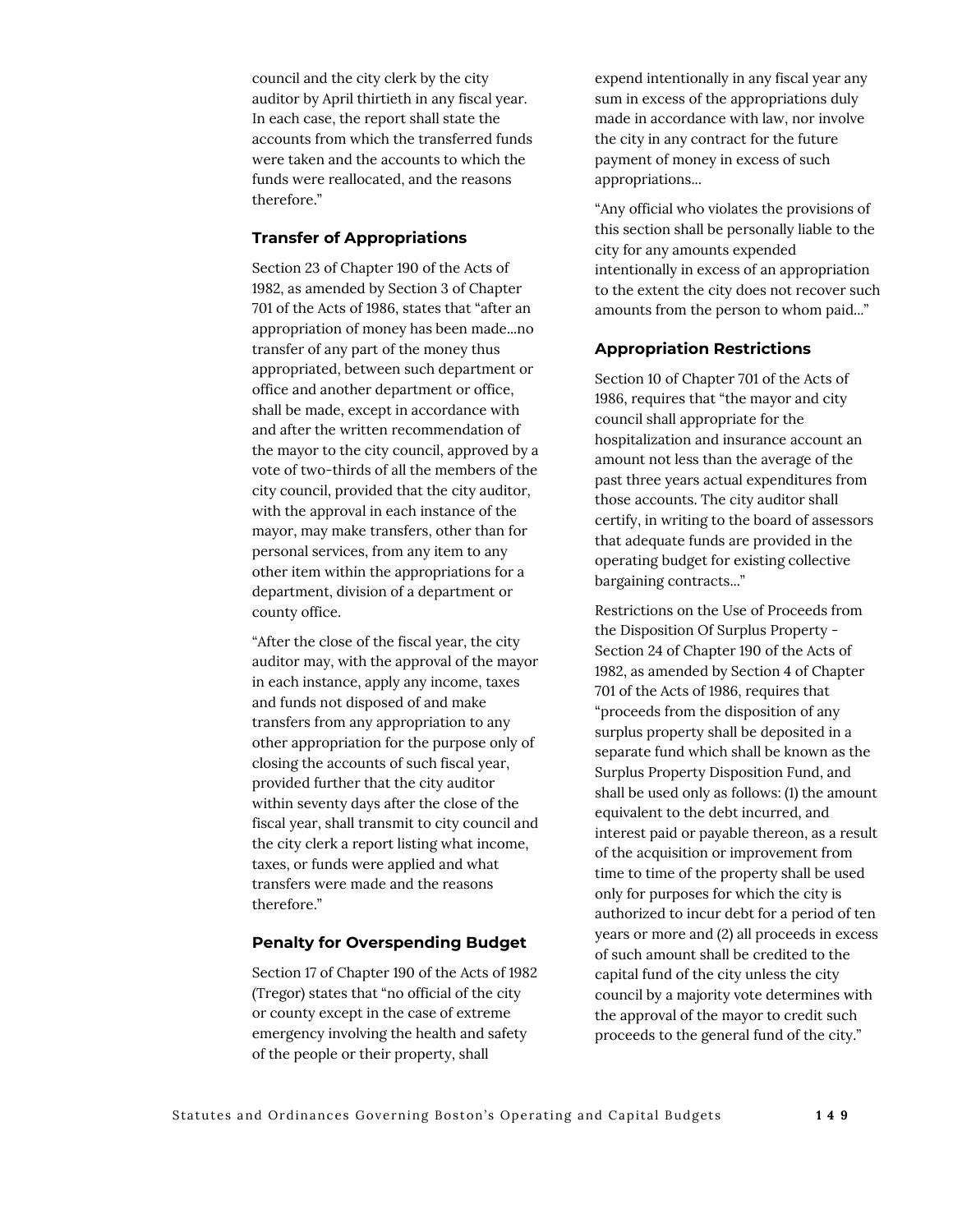council and the city clerk by the city auditor by April thirtieth in any fiscal year. In each case, the report shall state the accounts from which the transferred funds were taken and the accounts to which the funds were reallocated, and the reasons therefore."

### Transfer of Appropriations

Section 23 of Chapter 190 of the Acts of 1982, as amended by Section 3 of Chapter 701 of the Acts of 1986, states that "after an appropriation of money has been made...no transfer of any part of the money thus appropriated, between such department or office and another department or office, shall be made, except in accordance with and after the written recommendation of the mayor to the city council, approved by a vote of two-thirds of all the members of the city council, provided that the city auditor, with the approval in each instance of the mayor, may make transfers, other than for personal services, from any item to any other item within the appropriations for a department, division of a department or county office.

"After the close of the fiscal year, the city auditor may, with the approval of the mayor in each instance, apply any income, taxes and funds not disposed of and make transfers from any appropriation to any other appropriation for the purpose only of closing the accounts of such fiscal year, provided further that the city auditor within seventy days after the close of the fiscal year, shall transmit to city council and the city clerk a report listing what income, taxes, or funds were applied and what transfers were made and the reasons therefore."

### Penalty for Overspending Budget

Section 17 of Chapter 190 of the Acts of 1982 (Tregor) states that "no official of the city or county except in the case of extreme emergency involving the health and safety of the people or their property, shall expend intentionally in any fiscal year any sum in excess of the appropriations duly made in accordance with law, nor involve the city in any contract for the future payment of money in excess of such appropriations...

"Any official who violates the provisions of this section shall be personally liable to the city for any amounts expended intentionally in excess of an appropriation to the extent the city does not recover such amounts from the person to whom paid..."

### Appropriation Restrictions

Section 10 of Chapter 701 of the Acts of 1986, requires that "the mayor and city council shall appropriate for the hospitalization and insurance account an amount not less than the average of the past three years actual expenditures from those accounts. The city auditor shall certify, in writing to the board of assessors that adequate funds are provided in the operating budget for existing collective bargaining contracts..."

Restrictions on the Use of Proceeds from the Disposition Of Surplus Property - Section 24 of Chapter 190 of the Acts of 1982, as amended by Section 4 of Chapter 701 of the Acts of 1986, requires that "proceeds from the disposition of any surplus property shall be deposited in a separate fund which shall be known as the Surplus Property Disposition Fund, and shall be used only as follows: (1) the amount equivalent to the debt incurred, and interest paid or payable thereon, as a result of the acquisition or improvement from time to time of the property shall be used only for purposes for which the city is authorized to incur debt for a period of ten years or more and (2) all proceeds in excess of such amount shall be credited to the capital fund of the city unless the city council by a majority vote determines with the approval of the mayor to credit such proceeds to the general fund of the city."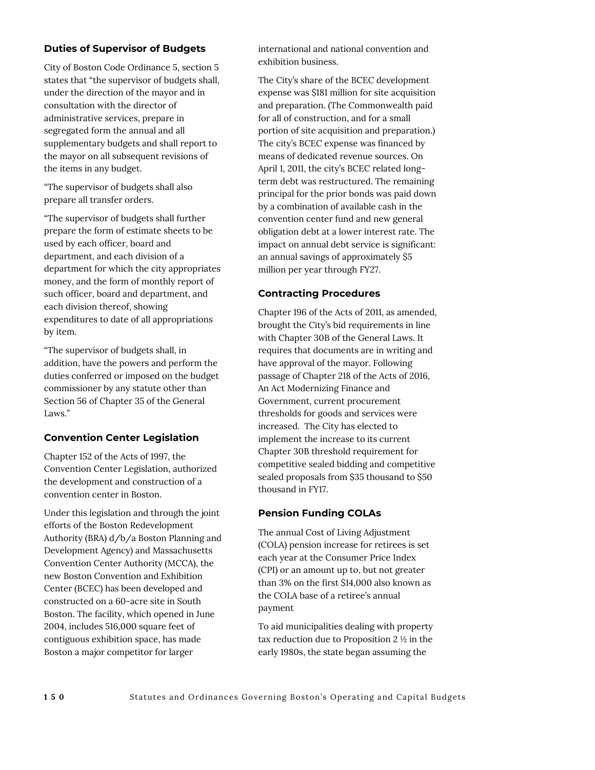### Duties of Supervisor of Budgets

City of Boston Code Ordinance 5, section 5 states that "the supervisor of budgets shall, under the direction of the mayor and in consultation with the director of administrative services, prepare in segregated form the annual and all supplementary budgets and shall report to the mayor on all subsequent revisions of the items in any budget.

"The supervisor of budgets shall also prepare all transfer orders.

"The supervisor of budgets shall further prepare the form of estimate sheets to be used by each officer, board and department, and each division of a department for which the city appropriates money, and the form of monthly report of such officer, board and department, and each division thereof, showing expenditures to date of all appropriations by item.

"The supervisor of budgets shall, in addition, have the powers and perform the duties conferred or imposed on the budget commissioner by any statute other than Section 56 of Chapter 35 of the General Laws."

### Convention Center Legislation

Chapter 152 of the Acts of 1997, the Convention Center Legislation, authorized the development and construction of a convention center in Boston.

Under this legislation and through the joint efforts of the Boston Redevelopment Authority (BRA) d/b/a Boston Planning and Development Agency) and Massachusetts Convention Center Authority (MCCA), the new Boston Convention and Exhibition Center (BCEC) has been developed and constructed on a 60-acre site in South Boston. The facility, which opened in June 2004, includes 516,000 square feet of contiguous exhibition space, has made Boston a major competitor for larger international and national convention and exhibition business.

The City's share of the BCEC development expense was $181 million for site acquisition and preparation. (The Commonwealth paid for all of construction, and for a small portion of site acquisition and preparation.) The city's BCEC expense was financed by means of dedicated revenue sources. On April 1, 2011, the city's BCEC related long-term debt was restructured. The remaining principal for the prior bonds was paid down by a combination of available cash in the convention center fund and new general obligation debt at a lower interest rate. The impact on annual debt service is significant: an annual savings of approximately $5 million per year through FY27.

### Contracting Procedures

Chapter 196 of the Acts of 2011, as amended, brought the City's bid requirements in line with Chapter 30B of the General Laws. It requires that documents are in writing and have approval of the mayor. Following passage of Chapter 218 of the Acts of 2016, An Act Modernizing Finance and Government, current procurement thresholds for goods and services were increased. The City has elected to implement the increase to its current Chapter 30B threshold requirement for competitive sealed bidding and competitive sealed proposals from $35 thousand to $50 thousand in FY17.

### Pension Funding COLAs

The annual Cost of Living Adjustment (COLA) pension increase for retirees is set each year at the Consumer Price Index (CPI) or an amount up to, but not greater than 3% on the first $14,000 also known as the COLA base of a retiree's annual payment

To aid municipalities dealing with property tax reduction due to Proposition 2 ½ in the early 1980s, the state began assuming the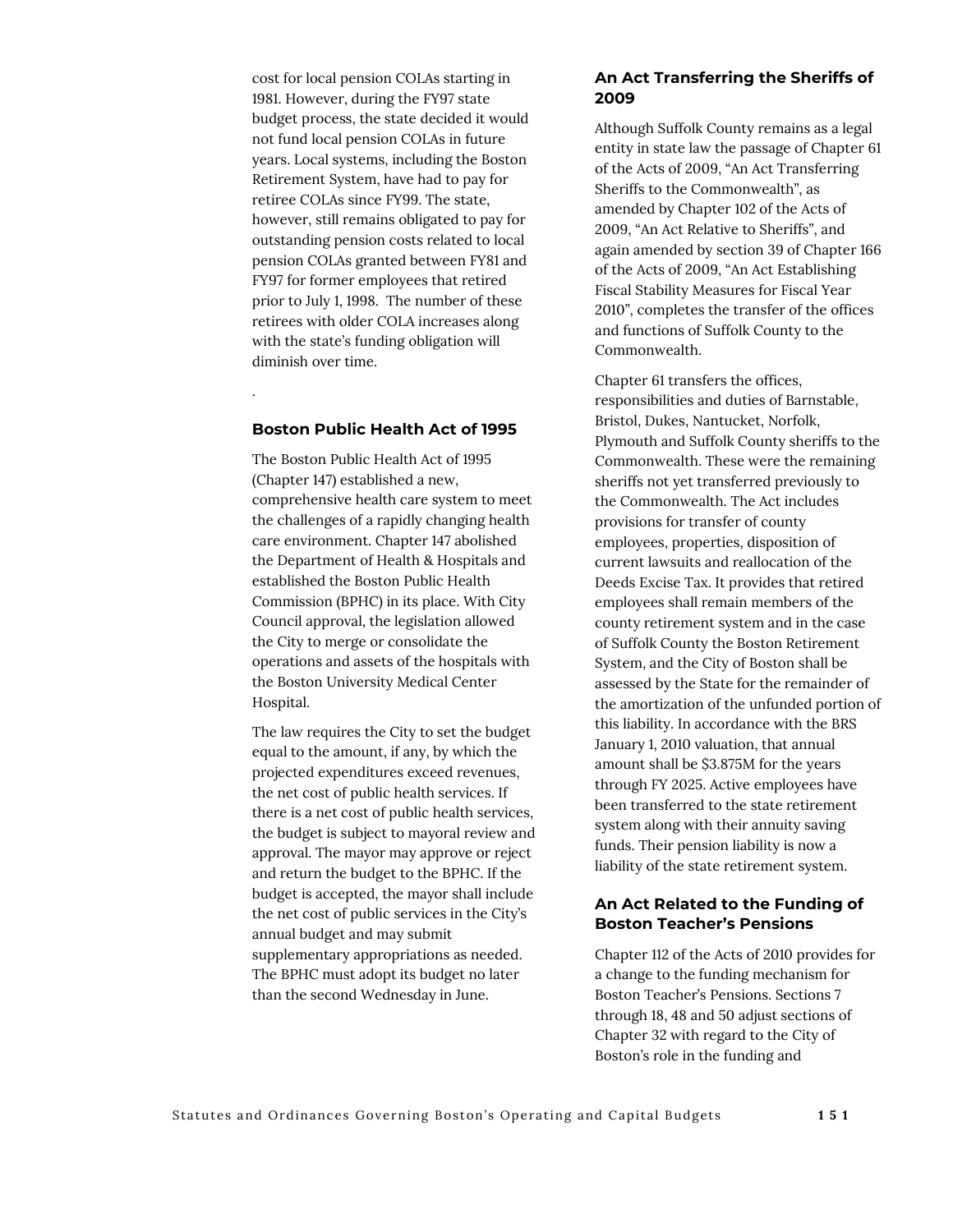cost for local pension COLAs starting in 1981. However, during the FY97 state budget process, the state decided it would not fund local pension COLAs in future years. Local systems, including the Boston Retirement System, have had to pay for retiree COLAs since FY99. The state, however, still remains obligated to pay for outstanding pension costs related to local pension COLAs granted between FY81 and FY97 for former employees that retired prior to July 1, 1998. The number of these retirees with older COLA increases along with the state's funding obligation will diminish over time.

.

### Boston Public Health Act of 1995

The Boston Public Health Act of 1995 (Chapter 147) established a new, comprehensive health care system to meet the challenges of a rapidly changing health care environment. Chapter 147 abolished the Department of Health & Hospitals and established the Boston Public Health Commission (BPHC) in its place. With City Council approval, the legislation allowed the City to merge or consolidate the operations and assets of the hospitals with the Boston University Medical Center Hospital.

The law requires the City to set the budget equal to the amount, if any, by which the projected expenditures exceed revenues, the net cost of public health services. If there is a net cost of public health services, the budget is subject to mayoral review and approval. The mayor may approve or reject and return the budget to the BPHC. If the budget is accepted, the mayor shall include the net cost of public services in the City's annual budget and may submit supplementary appropriations as needed. The BPHC must adopt its budget no later than the second Wednesday in June.

### An Act Transferring the Sheriffs of 2009

Although Suffolk County remains as a legal entity in state law the passage of Chapter 61 of the Acts of 2009, "An Act Transferring Sheriffs to the Commonwealth", as amended by Chapter 102 of the Acts of 2009, "An Act Relative to Sheriffs", and again amended by section 39 of Chapter 166 of the Acts of 2009, "An Act Establishing Fiscal Stability Measures for Fiscal Year 2010", completes the transfer of the offices and functions of Suffolk County to the Commonwealth.

Chapter 61 transfers the offices, responsibilities and duties of Barnstable, Bristol, Dukes, Nantucket, Norfolk, Plymouth and Suffolk County sheriffs to the Commonwealth. These were the remaining sheriffs not yet transferred previously to the Commonwealth. The Act includes provisions for transfer of county employees, properties, disposition of current lawsuits and reallocation of the Deeds Excise Tax. It provides that retired employees shall remain members of the county retirement system and in the case of Suffolk County the Boston Retirement System, and the City of Boston shall be assessed by the State for the remainder of the amortization of the unfunded portion of this liability. In accordance with the BRS January 1, 2010 valuation, that annual amount shall be $3.875M for the years through FY 2025. Active employees have been transferred to the state retirement system along with their annuity saving funds. Their pension liability is now a liability of the state retirement system.

### An Act Related to the Funding of Boston Teacher's Pensions

Chapter 112 of the Acts of 2010 provides for a change to the funding mechanism for Boston Teacher's Pensions. Sections 7 through 18, 48 and 50 adjust sections of Chapter 32 with regard to the City of Boston's role in the funding and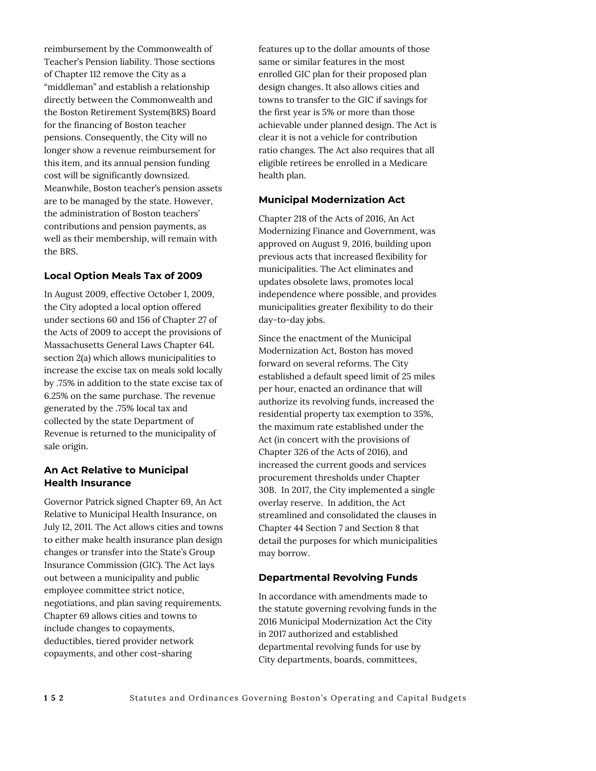reimbursement by the Commonwealth of Teacher's Pension liability. Those sections of Chapter 112 remove the City as a "middleman" and establish a relationship directly between the Commonwealth and the Boston Retirement System(BRS) Board for the financing of Boston teacher pensions. Consequently, the City will no longer show a revenue reimbursement for this item, and its annual pension funding cost will be significantly downsized. Meanwhile, Boston teacher's pension assets are to be managed by the state. However, the administration of Boston teachers' contributions and pension payments, as well as their membership, will remain with the BRS.

### Local Option Meals Tax of 2009

In August 2009, effective October 1, 2009, the City adopted a local option offered under sections 60 and 156 of Chapter 27 of the Acts of 2009 to accept the provisions of Massachusetts General Laws Chapter 64L section 2(a) which allows municipalities to increase the excise tax on meals sold locally by .75% in addition to the state excise tax of 6.25% on the same purchase. The revenue generated by the .75% local tax and collected by the state Department of Revenue is returned to the municipality of sale origin.

### An Act Relative to Municipal Health Insurance

Governor Patrick signed Chapter 69, An Act Relative to Municipal Health Insurance, on July 12, 2011. The Act allows cities and towns to either make health insurance plan design changes or transfer into the State's Group Insurance Commission (GIC). The Act lays out between a municipality and public employee committee strict notice, negotiations, and plan saving requirements. Chapter 69 allows cities and towns to include changes to copayments, deductibles, tiered provider network copayments, and other cost-sharing features up to the dollar amounts of those same or similar features in the most enrolled GIC plan for their proposed plan design changes. It also allows cities and towns to transfer to the GIC if savings for the first year is 5% or more than those achievable under planned design. The Act is clear it is not a vehicle for contribution ratio changes. The Act also requires that all eligible retirees be enrolled in a Medicare health plan.

### Municipal Modernization Act

Chapter 218 of the Acts of 2016, An Act Modernizing Finance and Government, was approved on August 9, 2016, building upon previous acts that increased flexibility for municipalities. The Act eliminates and updates obsolete laws, promotes local independence where possible, and provides municipalities greater flexibility to do their day-to-day jobs.

Since the enactment of the Municipal Modernization Act, Boston has moved forward on several reforms. The City established a default speed limit of 25 miles per hour, enacted an ordinance that will authorize its revolving funds, increased the residential property tax exemption to 35%, the maximum rate established under the Act (in concert with the provisions of Chapter 326 of the Acts of 2016), and increased the current goods and services procurement thresholds under Chapter 30B. In 2017, the City implemented a single overlay reserve. In addition, the Act streamlined and consolidated the clauses in Chapter 44 Section 7 and Section 8 that detail the purposes for which municipalities may borrow.

### Departmental Revolving Funds

In accordance with amendments made to the statute governing revolving funds in the 2016 Municipal Modernization Act the City in 2017 authorized and established departmental revolving funds for use by City departments, boards, committees,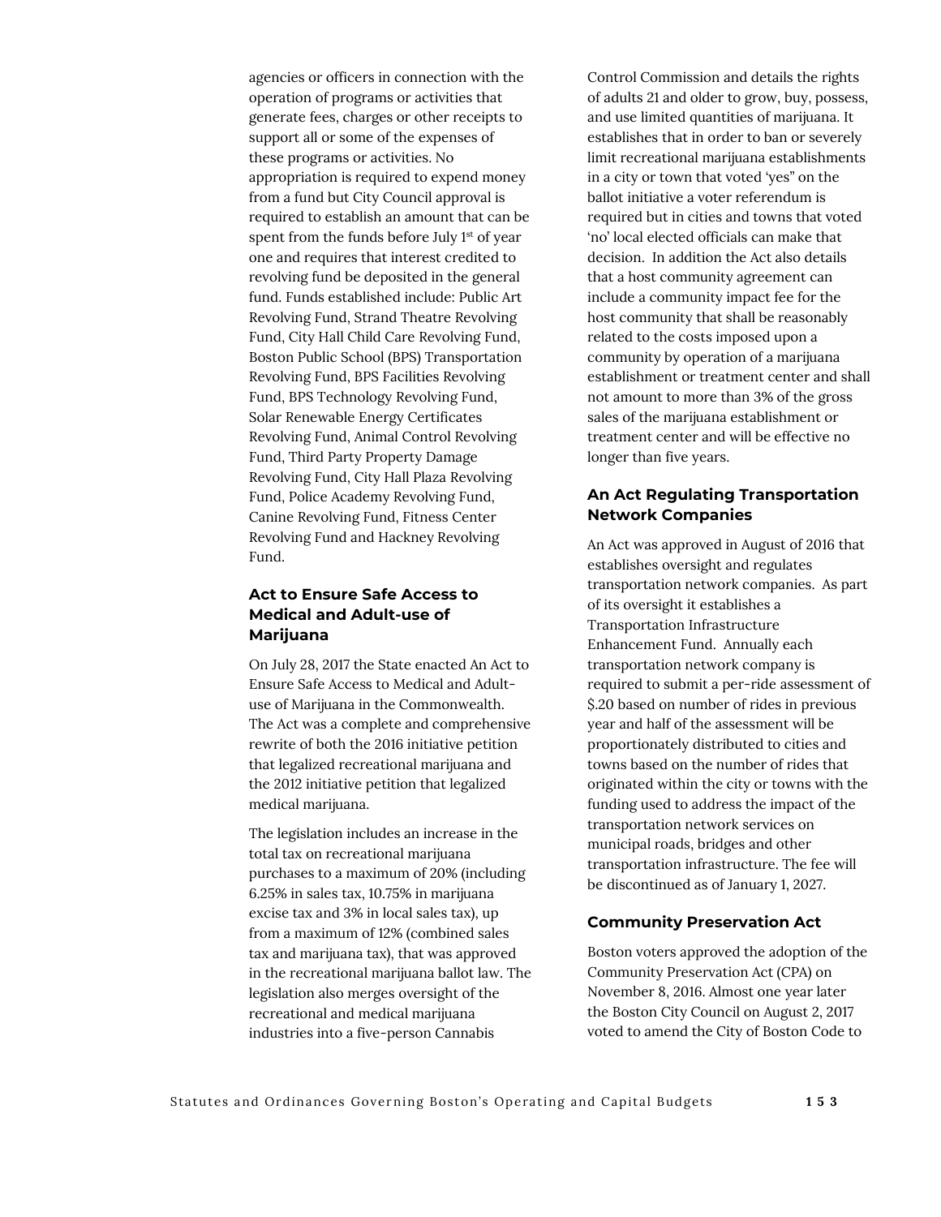agencies or officers in connection with the operation of programs or activities that generate fees, charges or other receipts to support all or some of the expenses of these programs or activities. No appropriation is required to expend money from a fund but City Council approval is required to establish an amount that can be spent from the funds before July 1st of year one and requires that interest credited to revolving fund be deposited in the general fund. Funds established include: Public Art Revolving Fund, Strand Theatre Revolving Fund, City Hall Child Care Revolving Fund, Boston Public School (BPS) Transportation Revolving Fund, BPS Facilities Revolving Fund, BPS Technology Revolving Fund, Solar Renewable Energy Certificates Revolving Fund, Animal Control Revolving Fund, Third Party Property Damage Revolving Fund, City Hall Plaza Revolving Fund, Police Academy Revolving Fund, Canine Revolving Fund, Fitness Center Revolving Fund and Hackney Revolving Fund.

### Act to Ensure Safe Access to Medical and Adult-use of Marijuana

On July 28, 2017 the State enacted An Act to Ensure Safe Access to Medical and Adult-use of Marijuana in the Commonwealth. The Act was a complete and comprehensive rewrite of both the 2016 initiative petition that legalized recreational marijuana and the 2012 initiative petition that legalized medical marijuana.

The legislation includes an increase in the total tax on recreational marijuana purchases to a maximum of 20% (including 6.25% in sales tax, 10.75% in marijuana excise tax and 3% in local sales tax), up from a maximum of 12% (combined sales tax and marijuana tax), that was approved in the recreational marijuana ballot law. The legislation also merges oversight of the recreational and medical marijuana industries into a five-person Cannabis Control Commission and details the rights of adults 21 and older to grow, buy, possess, and use limited quantities of marijuana. It establishes that in order to ban or severely limit recreational marijuana establishments in a city or town that voted 'yes" on the ballot initiative a voter referendum is required but in cities and towns that voted 'no' local elected officials can make that decision. In addition the Act also details that a host community agreement can include a community impact fee for the host community that shall be reasonably related to the costs imposed upon a community by operation of a marijuana establishment or treatment center and shall not amount to more than 3% of the gross sales of the marijuana establishment or treatment center and will be effective no longer than five years.

### An Act Regulating Transportation Network Companies

An Act was approved in August of 2016 that establishes oversight and regulates transportation network companies. As part of its oversight it establishes a Transportation Infrastructure Enhancement Fund. Annually each transportation network company is required to submit a per-ride assessment of $.20 based on number of rides in previous year and half of the assessment will be proportionately distributed to cities and towns based on the number of rides that originated within the city or towns with the funding used to address the impact of the transportation network services on municipal roads, bridges and other transportation infrastructure. The fee will be discontinued as of January 1, 2027.

### Community Preservation Act

Boston voters approved the adoption of the Community Preservation Act (CPA) on November 8, 2016. Almost one year later the Boston City Council on August 2, 2017 voted to amend the City of Boston Code to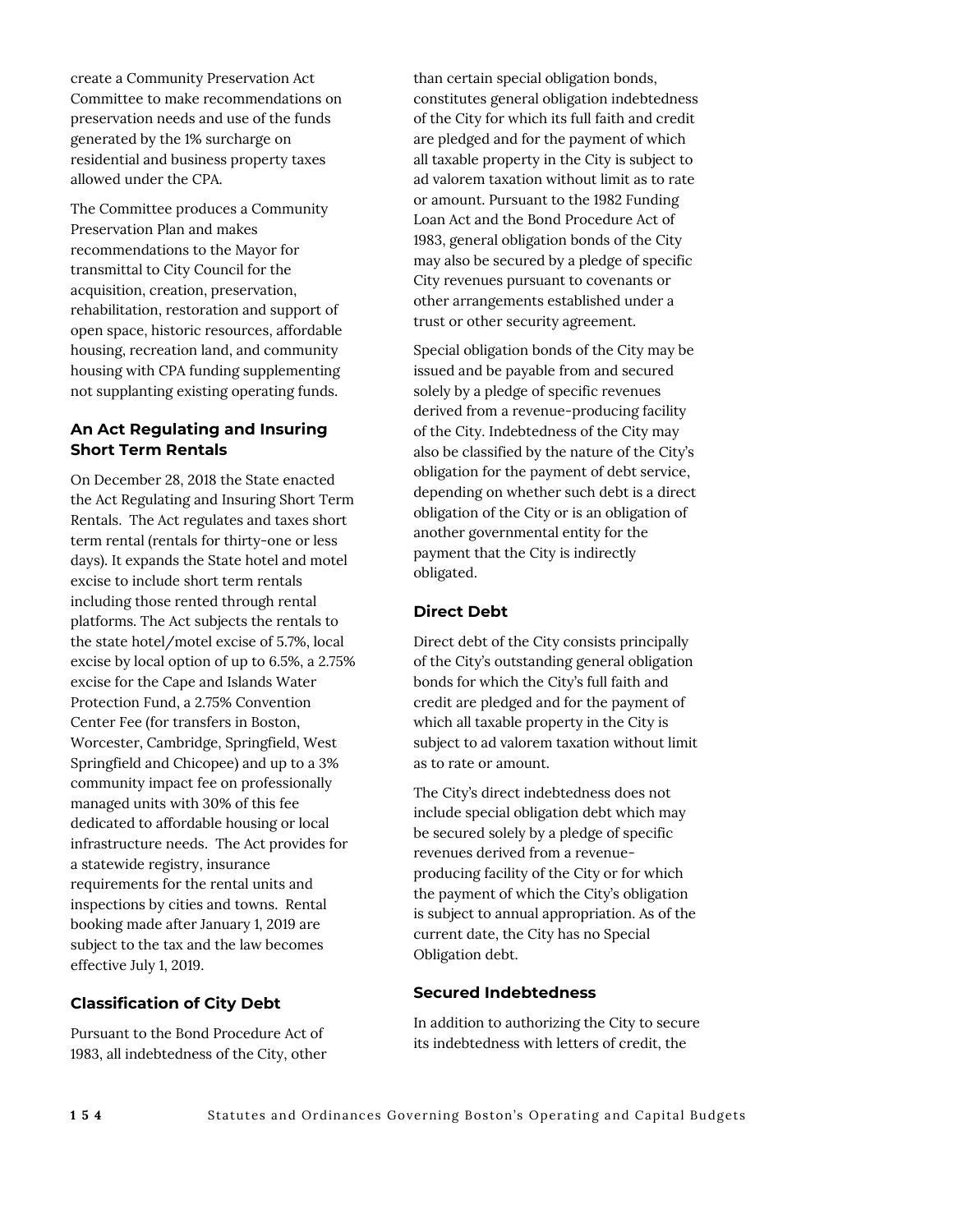create a Community Preservation Act Committee to make recommendations on preservation needs and use of the funds generated by the 1% surcharge on residential and business property taxes allowed under the CPA.

The Committee produces a Community Preservation Plan and makes recommendations to the Mayor for transmittal to City Council for the acquisition, creation, preservation, rehabilitation, restoration and support of open space, historic resources, affordable housing, recreation land, and community housing with CPA funding supplementing not supplanting existing operating funds.

### An Act Regulating and Insuring Short Term Rentals

On December 28, 2018 the State enacted the Act Regulating and Insuring Short Term Rentals. The Act regulates and taxes short term rental (rentals for thirty-one or less days). It expands the State hotel and motel excise to include short term rentals including those rented through rental platforms. The Act subjects the rentals to the state hotel/motel excise of 5.7%, local excise by local option of up to 6.5%, a 2.75% excise for the Cape and Islands Water Protection Fund, a 2.75% Convention Center Fee (for transfers in Boston, Worcester, Cambridge, Springfield, West Springfield and Chicopee) and up to a 3% community impact fee on professionally managed units with 30% of this fee dedicated to affordable housing or local infrastructure needs. The Act provides for a statewide registry, insurance requirements for the rental units and inspections by cities and towns. Rental booking made after January 1, 2019 are subject to the tax and the law becomes effective July 1, 2019.

### Classification of City Debt

Pursuant to the Bond Procedure Act of 1983, all indebtedness of the City, other than certain special obligation bonds, constitutes general obligation indebtedness of the City for which its full faith and credit are pledged and for the payment of which all taxable property in the City is subject to ad valorem taxation without limit as to rate or amount. Pursuant to the 1982 Funding Loan Act and the Bond Procedure Act of 1983, general obligation bonds of the City may also be secured by a pledge of specific City revenues pursuant to covenants or other arrangements established under a trust or other security agreement.

Special obligation bonds of the City may be issued and be payable from and secured solely by a pledge of specific revenues derived from a revenue-producing facility of the City. Indebtedness of the City may also be classified by the nature of the City's obligation for the payment of debt service, depending on whether such debt is a direct obligation of the City or is an obligation of another governmental entity for the payment that the City is indirectly obligated.

### Direct Debt

Direct debt of the City consists principally of the City's outstanding general obligation bonds for which the City's full faith and credit are pledged and for the payment of which all taxable property in the City is subject to ad valorem taxation without limit as to rate or amount.

The City's direct indebtedness does not include special obligation debt which may be secured solely by a pledge of specific revenues derived from a revenue-producing facility of the City or for which the payment of which the City's obligation is subject to annual appropriation. As of the current date, the City has no Special Obligation debt.

### Secured Indebtedness

In addition to authorizing the City to secure its indebtedness with letters of credit, the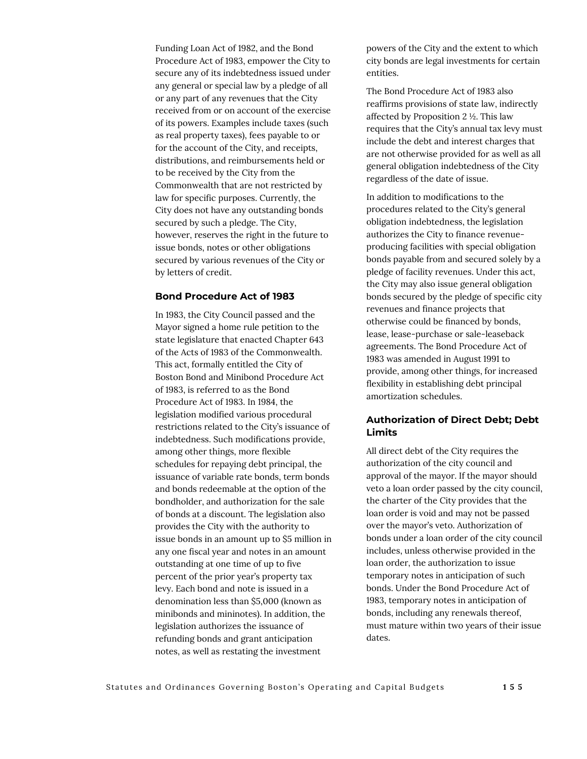Funding Loan Act of 1982, and the Bond Procedure Act of 1983, empower the City to secure any of its indebtedness issued under any general or special law by a pledge of all or any part of any revenues that the City received from or on account of the exercise of its powers. Examples include taxes (such as real property taxes), fees payable to or for the account of the City, and receipts, distributions, and reimbursements held or to be received by the City from the Commonwealth that are not restricted by law for specific purposes. Currently, the City does not have any outstanding bonds secured by such a pledge. The City, however, reserves the right in the future to issue bonds, notes or other obligations secured by various revenues of the City or by letters of credit.

### Bond Procedure Act of 1983

In 1983, the City Council passed and the Mayor signed a home rule petition to the state legislature that enacted Chapter 643 of the Acts of 1983 of the Commonwealth. This act, formally entitled the City of Boston Bond and Minibond Procedure Act of 1983, is referred to as the Bond Procedure Act of 1983. In 1984, the legislation modified various procedural restrictions related to the City's issuance of indebtedness. Such modifications provide, among other things, more flexible schedules for repaying debt principal, the issuance of variable rate bonds, term bonds and bonds redeemable at the option of the bondholder, and authorization for the sale of bonds at a discount. The legislation also provides the City with the authority to issue bonds in an amount up to $5 million in any one fiscal year and notes in an amount outstanding at one time of up to five percent of the prior year's property tax levy. Each bond and note is issued in a denomination less than $5,000 (known as minibonds and mininotes). In addition, the legislation authorizes the issuance of refunding bonds and grant anticipation notes, as well as restating the investment powers of the City and the extent to which city bonds are legal investments for certain entities.

The Bond Procedure Act of 1983 also reaffirms provisions of state law, indirectly affected by Proposition 2 ½. This law requires that the City's annual tax levy must include the debt and interest charges that are not otherwise provided for as well as all general obligation indebtedness of the City regardless of the date of issue.

In addition to modifications to the procedures related to the City's general obligation indebtedness, the legislation authorizes the City to finance revenue-producing facilities with special obligation bonds payable from and secured solely by a pledge of facility revenues. Under this act, the City may also issue general obligation bonds secured by the pledge of specific city revenues and finance projects that otherwise could be financed by bonds, lease, lease-purchase or sale-leaseback agreements. The Bond Procedure Act of 1983 was amended in August 1991 to provide, among other things, for increased flexibility in establishing debt principal amortization schedules.

### Authorization of Direct Debt; Debt Limits

All direct debt of the City requires the authorization of the city council and approval of the mayor. If the mayor should veto a loan order passed by the city council, the charter of the City provides that the loan order is void and may not be passed over the mayor's veto. Authorization of bonds under a loan order of the city council includes, unless otherwise provided in the loan order, the authorization to issue temporary notes in anticipation of such bonds. Under the Bond Procedure Act of 1983, temporary notes in anticipation of bonds, including any renewals thereof, must mature within two years of their issue dates.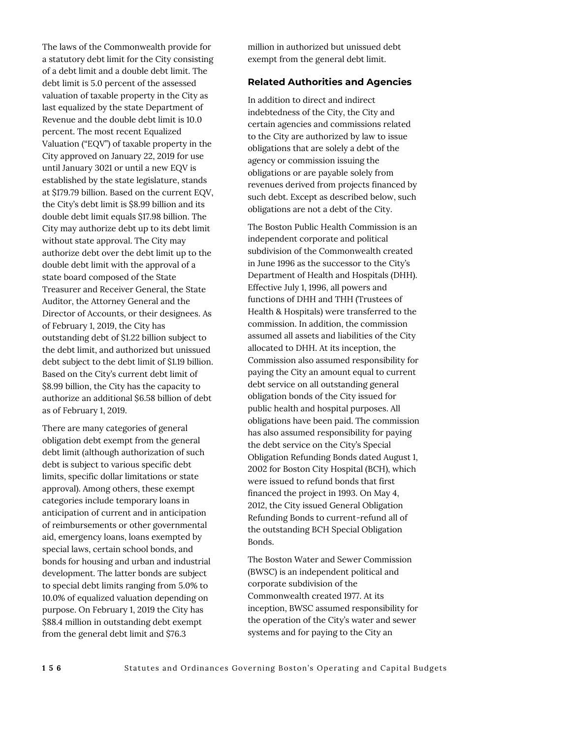The laws of the Commonwealth provide for a statutory debt limit for the City consisting of a debt limit and a double debt limit. The debt limit is 5.0 percent of the assessed valuation of taxable property in the City as last equalized by the state Department of Revenue and the double debt limit is 10.0 percent. The most recent Equalized Valuation ("EQV") of taxable property in the City approved on January 22, 2019 for use until January 3021 or until a new EQV is established by the state legislature, stands at $179.79 billion. Based on the current EQV, the City's debt limit is $8.99 billion and its double debt limit equals $17.98 billion. The City may authorize debt up to its debt limit without state approval. The City may authorize debt over the debt limit up to the double debt limit with the approval of a state board composed of the State Treasurer and Receiver General, the State Auditor, the Attorney General and the Director of Accounts, or their designees. As of February 1, 2019, the City has outstanding debt of $1.22 billion subject to the debt limit, and authorized but unissued debt subject to the debt limit of $1.19 billion. Based on the City's current debt limit of $8.99 billion, the City has the capacity to authorize an additional $6.58 billion of debt as of February 1, 2019.

There are many categories of general obligation debt exempt from the general debt limit (although authorization of such debt is subject to various specific debt limits, specific dollar limitations or state approval). Among others, these exempt categories include temporary loans in anticipation of current and in anticipation of reimbursements or other governmental aid, emergency loans, loans exempted by special laws, certain school bonds, and bonds for housing and urban and industrial development. The latter bonds are subject to special debt limits ranging from 5.0% to 10.0% of equalized valuation depending on purpose. On February 1, 2019 the City has $88.4 million in outstanding debt exempt from the general debt limit and $76.3 million in authorized but unissued debt exempt from the general debt limit.

### Related Authorities and Agencies

In addition to direct and indirect indebtedness of the City, the City and certain agencies and commissions related to the City are authorized by law to issue obligations that are solely a debt of the agency or commission issuing the obligations or are payable solely from revenues derived from projects financed by such debt. Except as described below, such obligations are not a debt of the City.

The Boston Public Health Commission is an independent corporate and political subdivision of the Commonwealth created in June 1996 as the successor to the City's Department of Health and Hospitals (DHH). Effective July 1, 1996, all powers and functions of DHH and THH (Trustees of Health & Hospitals) were transferred to the commission. In addition, the commission assumed all assets and liabilities of the City allocated to DHH. At its inception, the Commission also assumed responsibility for paying the City an amount equal to current debt service on all outstanding general obligation bonds of the City issued for public health and hospital purposes. All obligations have been paid. The commission has also assumed responsibility for paying the debt service on the City's Special Obligation Refunding Bonds dated August 1, 2002 for Boston City Hospital (BCH), which were issued to refund bonds that first financed the project in 1993. On May 4, 2012, the City issued General Obligation Refunding Bonds to current-refund all of the outstanding BCH Special Obligation Bonds.

The Boston Water and Sewer Commission (BWSC) is an independent political and corporate subdivision of the Commonwealth created 1977. At its inception, BWSC assumed responsibility for the operation of the City's water and sewer systems and for paying to the City an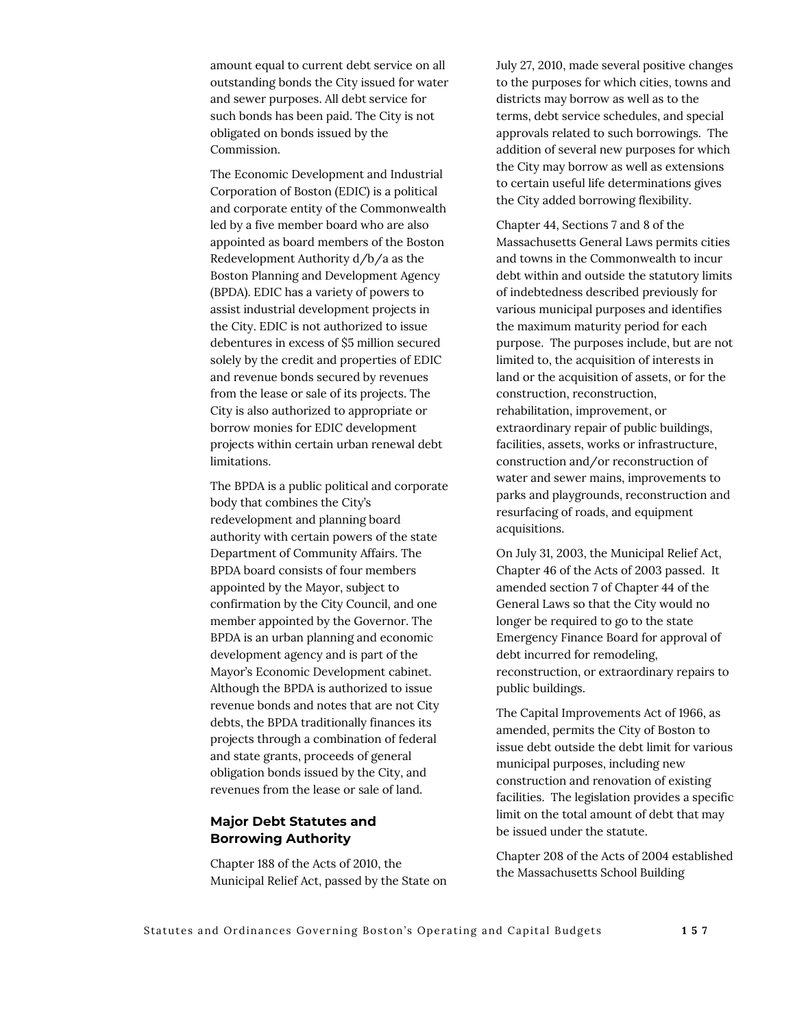amount equal to current debt service on all outstanding bonds the City issued for water and sewer purposes. All debt service for such bonds has been paid. The City is not obligated on bonds issued by the Commission.

The Economic Development and Industrial Corporation of Boston (EDIC) is a political and corporate entity of the Commonwealth led by a five member board who are also appointed as board members of the Boston Redevelopment Authority d/b/a as the Boston Planning and Development Agency (BPDA). EDIC has a variety of powers to assist industrial development projects in the City. EDIC is not authorized to issue debentures in excess of $5 million secured solely by the credit and properties of EDIC and revenue bonds secured by revenues from the lease or sale of its projects. The City is also authorized to appropriate or borrow monies for EDIC development projects within certain urban renewal debt limitations.

The BPDA is a public political and corporate body that combines the City's redevelopment and planning board authority with certain powers of the state Department of Community Affairs. The BPDA board consists of four members appointed by the Mayor, subject to confirmation by the City Council, and one member appointed by the Governor. The BPDA is an urban planning and economic development agency and is part of the Mayor's Economic Development cabinet. Although the BPDA is authorized to issue revenue bonds and notes that are not City debts, the BPDA traditionally finances its projects through a combination of federal and state grants, proceeds of general obligation bonds issued by the City, and revenues from the lease or sale of land.

### Major Debt Statutes and Borrowing Authority

Chapter 188 of the Acts of 2010, the Municipal Relief Act, passed by the State on July 27, 2010, made several positive changes to the purposes for which cities, towns and districts may borrow as well as to the terms, debt service schedules, and special approvals related to such borrowings. The addition of several new purposes for which the City may borrow as well as extensions to certain useful life determinations gives the City added borrowing flexibility.

Chapter 44, Sections 7 and 8 of the Massachusetts General Laws permits cities and towns in the Commonwealth to incur debt within and outside the statutory limits of indebtedness described previously for various municipal purposes and identifies the maximum maturity period for each purpose. The purposes include, but are not limited to, the acquisition of interests in land or the acquisition of assets, or for the construction, reconstruction, rehabilitation, improvement, or extraordinary repair of public buildings, facilities, assets, works or infrastructure, construction and/or reconstruction of water and sewer mains, improvements to parks and playgrounds, reconstruction and resurfacing of roads, and equipment acquisitions.

On July 31, 2003, the Municipal Relief Act, Chapter 46 of the Acts of 2003 passed. It amended section 7 of Chapter 44 of the General Laws so that the City would no longer be required to go to the state Emergency Finance Board for approval of debt incurred for remodeling, reconstruction, or extraordinary repairs to public buildings.

The Capital Improvements Act of 1966, as amended, permits the City of Boston to issue debt outside the debt limit for various municipal purposes, including new construction and renovation of existing facilities. The legislation provides a specific limit on the total amount of debt that may be issued under the statute.

Chapter 208 of the Acts of 2004 established the Massachusetts School Building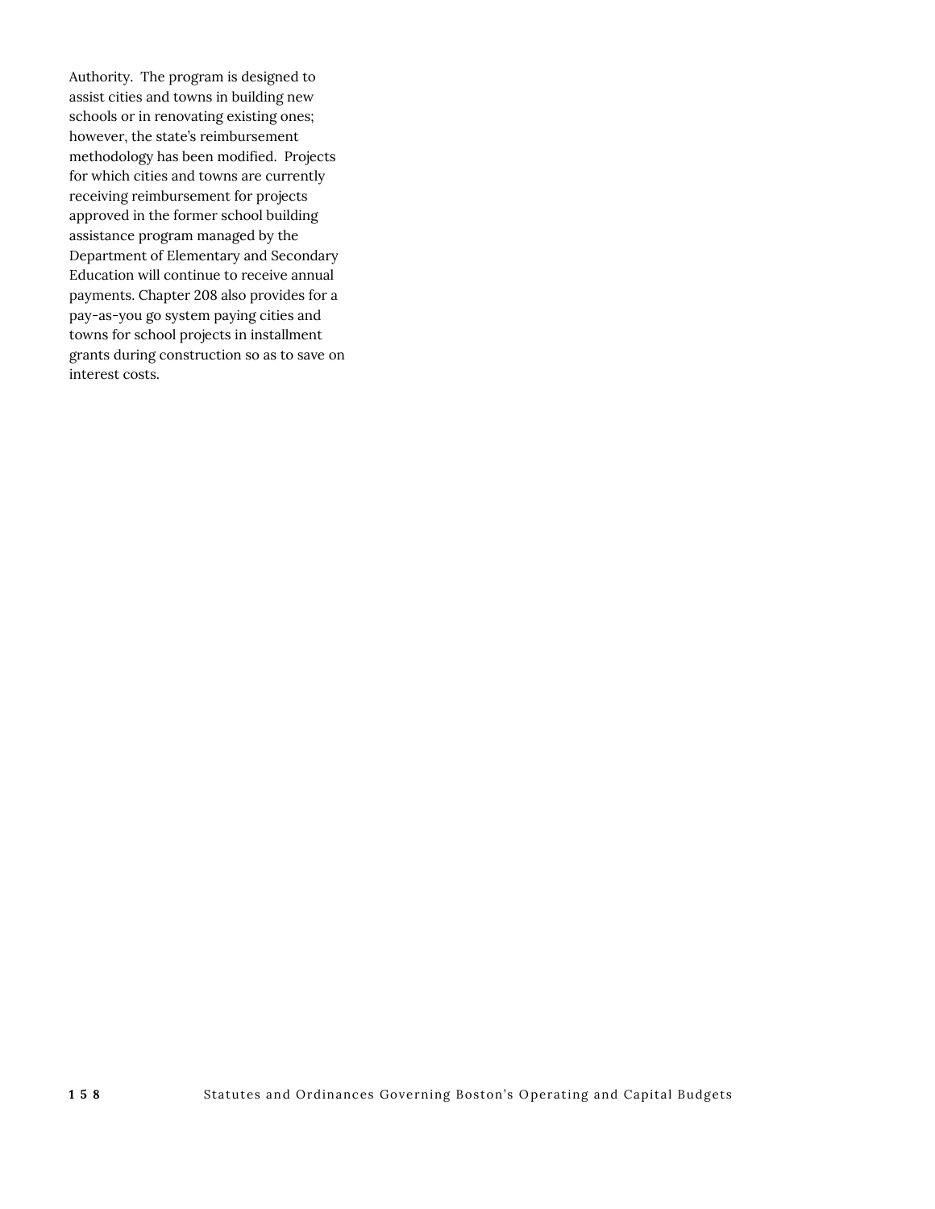Authority. The program is designed to assist cities and towns in building new schools or in renovating existing ones; however, the state's reimbursement methodology has been modified. Projects for which cities and towns are currently receiving reimbursement for projects approved in the former school building assistance program managed by the Department of Elementary and Secondary Education will continue to receive annual payments. Chapter 208 also provides for a pay-as-you go system paying cities and towns for school projects in installment grants during construction so as to save on interest costs.